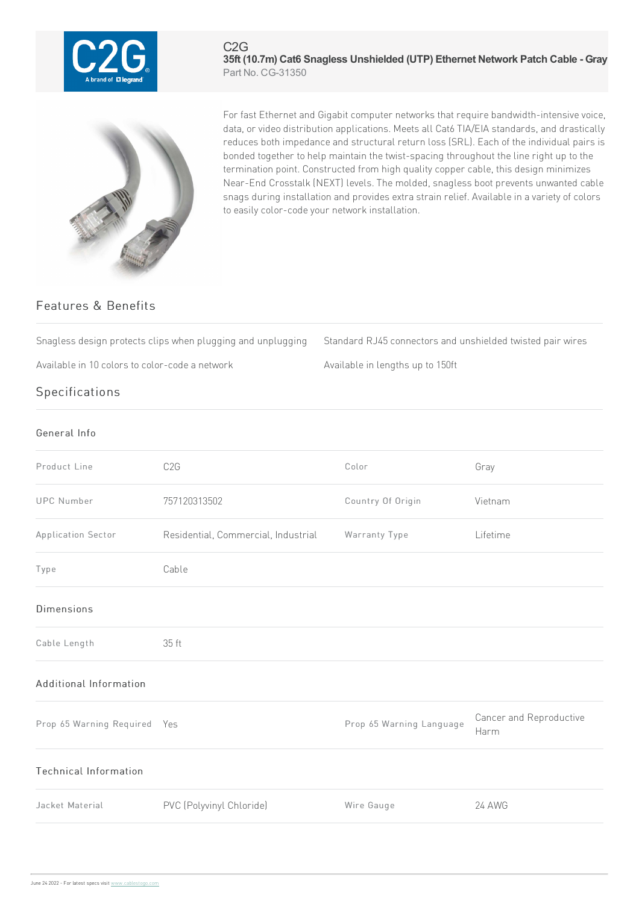C2G

# 35ft (10.7m) Cat6 Snagless Unshielded (UTP) Ethernet Network Patch Cable - Gray

Part No. CG-31350

For fast Ethernet and Gigabit computer networks that require bandwidth-intensive voice, data, or video distribution applications. Meets all Cat6 TIA/EIA standards, and drastically reduces both impedance and structural return loss (SRL). Each of the individual pairs is bonded together to help maintain the twist-spacing throughout the line right up to the termination point. Constructed from high quality copper cable, this design minimizes Near-End Crosstalk (NEXT) levels. The molded, snagless boot prevents unwanted cable snags during installation and provides extra strain relief. Available in a variety of colors to easily color-code your network installation.

## Features & Benefits

- Snagless design protects clips when plugging and unplugging
- Standard RJ45 connectors and unshielded twisted pair wires
- Available in 10 colors to color-code a network
- Available in lengths up to 150ft

## Specifications

### General Info

| | | | |
|---|---|---|---|
| Product Line | C2G | Color | Gray |
| UPC Number | 757120313502 | Country Of Origin | Vietnam |
| Application Sector | Residential, Commercial, Industrial | Warranty Type | Lifetime |
| Type | Cable | | |

### Dimensions

| | |
|---|---|
| Cable Length | 35 ft |

### Additional Information

| | | | |
|---|---|---|---|
| Prop 65 Warning Required | Yes | Prop 65 Warning Language | Cancer and Reproductive Harm |

### Technical Information

| | | | |
|---|---|---|---|
| Jacket Material | PVC (Polyvinyl Chloride) | Wire Gauge | 24 AWG |

June 24 2022 - For latest specs visit www.cablestogo.com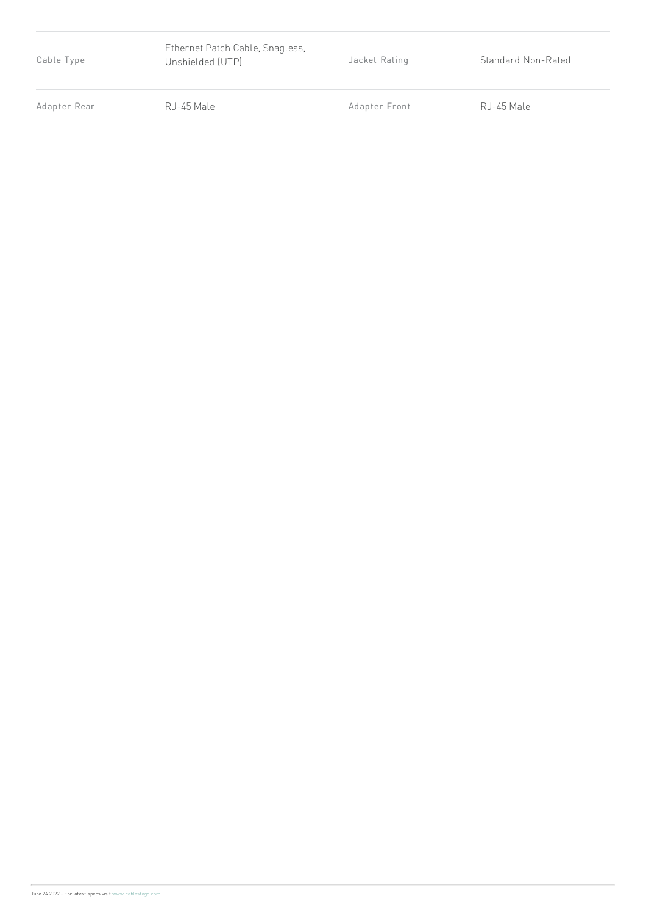| | | | |
|---|---|---|---|
| Cable Type | Ethernet Patch Cable, Snagless, Unshielded (UTP) | Jacket Rating | Standard Non-Rated |
| Adapter Rear | RJ-45 Male | Adapter Front | RJ-45 Male |

June 24 2022 - For latest specs visit www.cablestogo.com